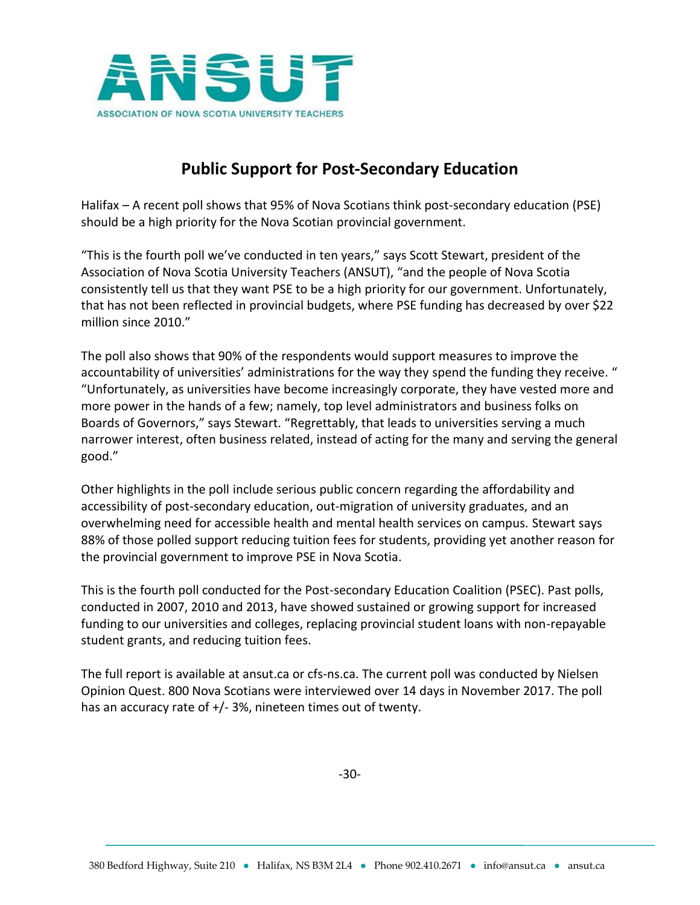ANSUT

ASSOCIATION OF NOVA SCOTIA UNIVERSITY TEACHERS

# Public Support for Post-Secondary Education

Halifax – A recent poll shows that 95% of Nova Scotians think post-secondary education (PSE) should be a high priority for the Nova Scotian provincial government.

"This is the fourth poll we've conducted in ten years," says Scott Stewart, president of the Association of Nova Scotia University Teachers (ANSUT), "and the people of Nova Scotia consistently tell us that they want PSE to be a high priority for our government. Unfortunately, that has not been reflected in provincial budgets, where PSE funding has decreased by over $22 million since 2010."

The poll also shows that 90% of the respondents would support measures to improve the accountability of universities' administrations for the way they spend the funding they receive. " "Unfortunately, as universities have become increasingly corporate, they have vested more and more power in the hands of a few; namely, top level administrators and business folks on Boards of Governors," says Stewart. "Regrettably, that leads to universities serving a much narrower interest, often business related, instead of acting for the many and serving the general good."

Other highlights in the poll include serious public concern regarding the affordability and accessibility of post-secondary education, out-migration of university graduates, and an overwhelming need for accessible health and mental health services on campus. Stewart says 88% of those polled support reducing tuition fees for students, providing yet another reason for the provincial government to improve PSE in Nova Scotia.

This is the fourth poll conducted for the Post-secondary Education Coalition (PSEC). Past polls, conducted in 2007, 2010 and 2013, have showed sustained or growing support for increased funding to our universities and colleges, replacing provincial student loans with non-repayable student grants, and reducing tuition fees.

The full report is available at ansut.ca or cfs-ns.ca. The current poll was conducted by Nielsen Opinion Quest. 800 Nova Scotians were interviewed over 14 days in November 2017. The poll has an accuracy rate of +/- 3%, nineteen times out of twenty.

-30-

380 Bedford Highway, Suite 210 • Halifax, NS B3M 2L4 • Phone 902.410.2671 • info@ansut.ca • ansut.ca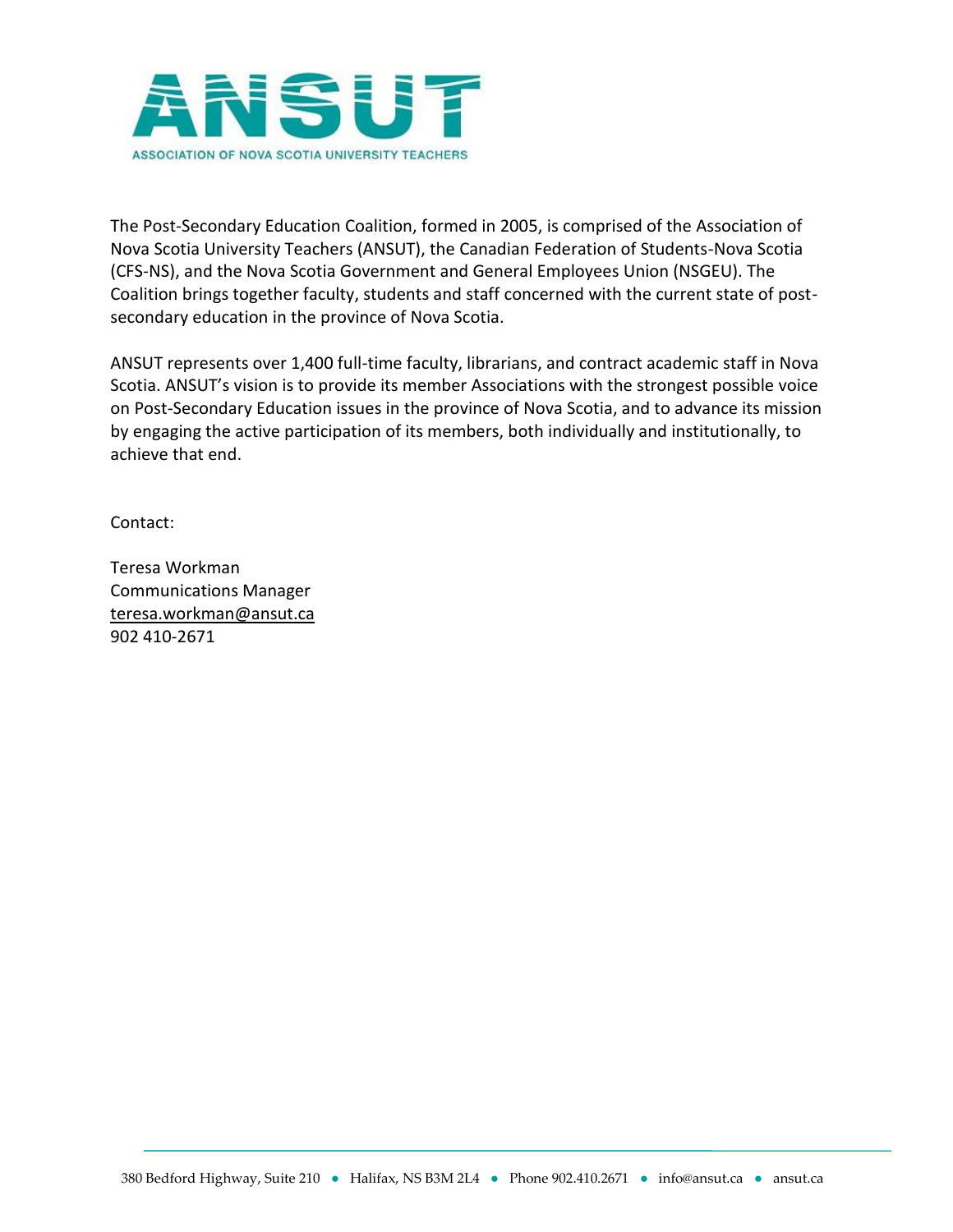ANSUT

ASSOCIATION OF NOVA SCOTIA UNIVERSITY TEACHERS

The Post-Secondary Education Coalition, formed in 2005, is comprised of the Association of Nova Scotia University Teachers (ANSUT), the Canadian Federation of Students-Nova Scotia (CFS-NS), and the Nova Scotia Government and General Employees Union (NSGEU). The Coalition brings together faculty, students and staff concerned with the current state of post-secondary education in the province of Nova Scotia.

ANSUT represents over 1,400 full-time faculty, librarians, and contract academic staff in Nova Scotia. ANSUT's vision is to provide its member Associations with the strongest possible voice on Post-Secondary Education issues in the province of Nova Scotia, and to advance its mission by engaging the active participation of its members, both individually and institutionally, to achieve that end.

Contact:

Teresa Workman
Communications Manager
teresa.workman@ansut.ca
902 410-2671

380 Bedford Highway, Suite 210 • Halifax, NS B3M 2L4 • Phone 902.410.2671 • info@ansut.ca • ansut.ca